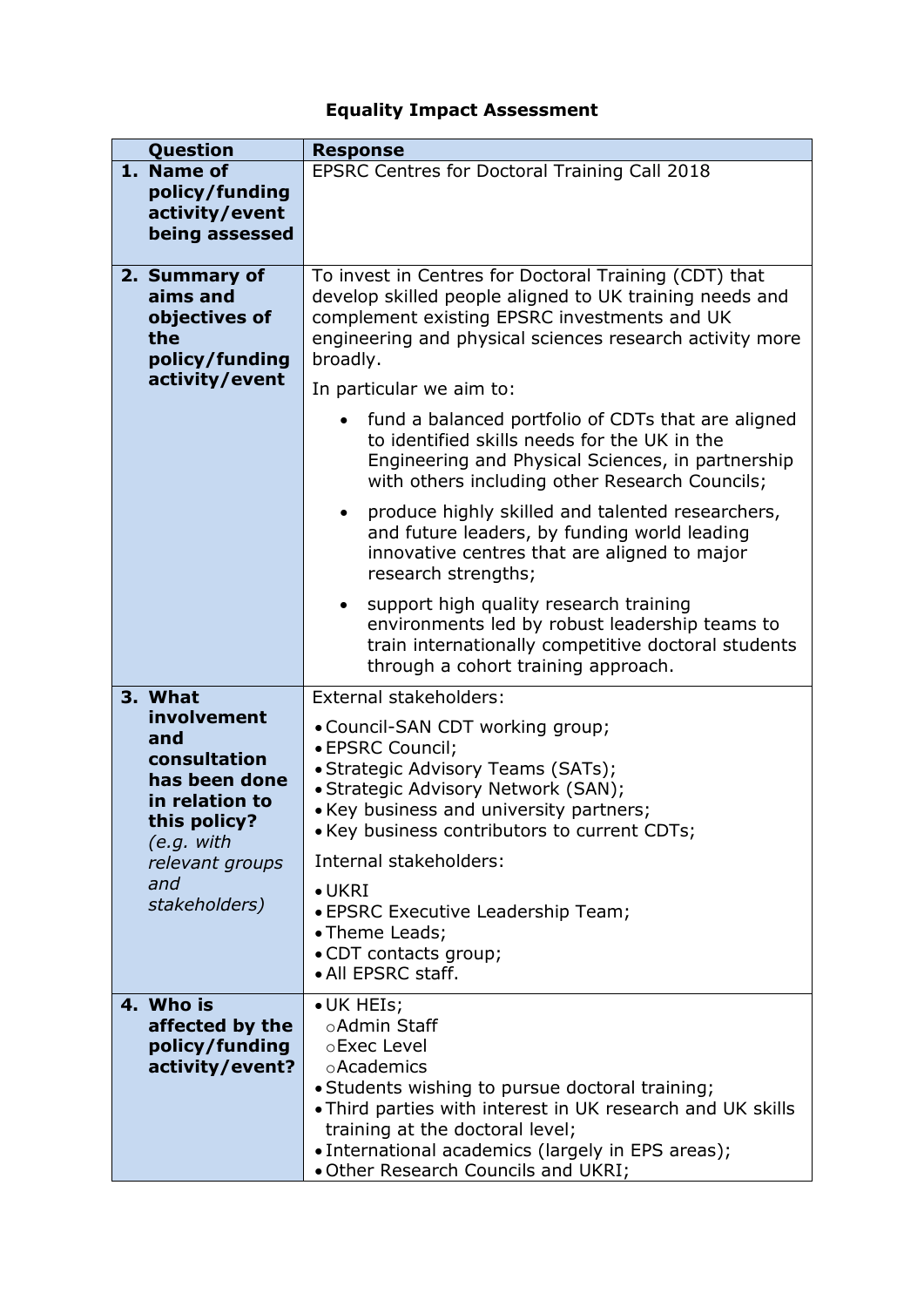# Equality Impact Assessment

| Question | Response |
|---|---|
| **1. Name of policy/funding activity/event being assessed** | EPSRC Centres for Doctoral Training Call 2018 |
| **2. Summary of aims and objectives of the policy/funding activity/event** | To invest in Centres for Doctoral Training (CDT) that develop skilled people aligned to UK training needs and complement existing EPSRC investments and UK engineering and physical sciences research activity more broadly.<br><br>In particular we aim to:<br><br>• fund a balanced portfolio of CDTs that are aligned to identified skills needs for the UK in the Engineering and Physical Sciences, in partnership with others including other Research Councils;<br><br>• produce highly skilled and talented researchers, and future leaders, by funding world leading innovative centres that are aligned to major research strengths;<br><br>• support high quality research training environments led by robust leadership teams to train internationally competitive doctoral students through a cohort training approach. |
| **3. What involvement and consultation has been done in relation to this policy?** *(e.g. with relevant groups and stakeholders)* | External stakeholders:<br><br>• Council-SAN CDT working group;<br>• EPSRC Council;<br>• Strategic Advisory Teams (SATs);<br>• Strategic Advisory Network (SAN);<br>• Key business and university partners;<br>• Key business contributors to current CDTs;<br><br>Internal stakeholders:<br><br>• UKRI<br>• EPSRC Executive Leadership Team;<br>• Theme Leads;<br>• CDT contacts group;<br>• All EPSRC staff. |
| **4. Who is affected by the policy/funding activity/event?** | • UK HEIs;<br>&nbsp;&nbsp;○ Admin Staff<br>&nbsp;&nbsp;○ Exec Level<br>&nbsp;&nbsp;○ Academics<br>• Students wishing to pursue doctoral training;<br>• Third parties with interest in UK research and UK skills training at the doctoral level;<br>• International academics (largely in EPS areas);<br>• Other Research Councils and UKRI; |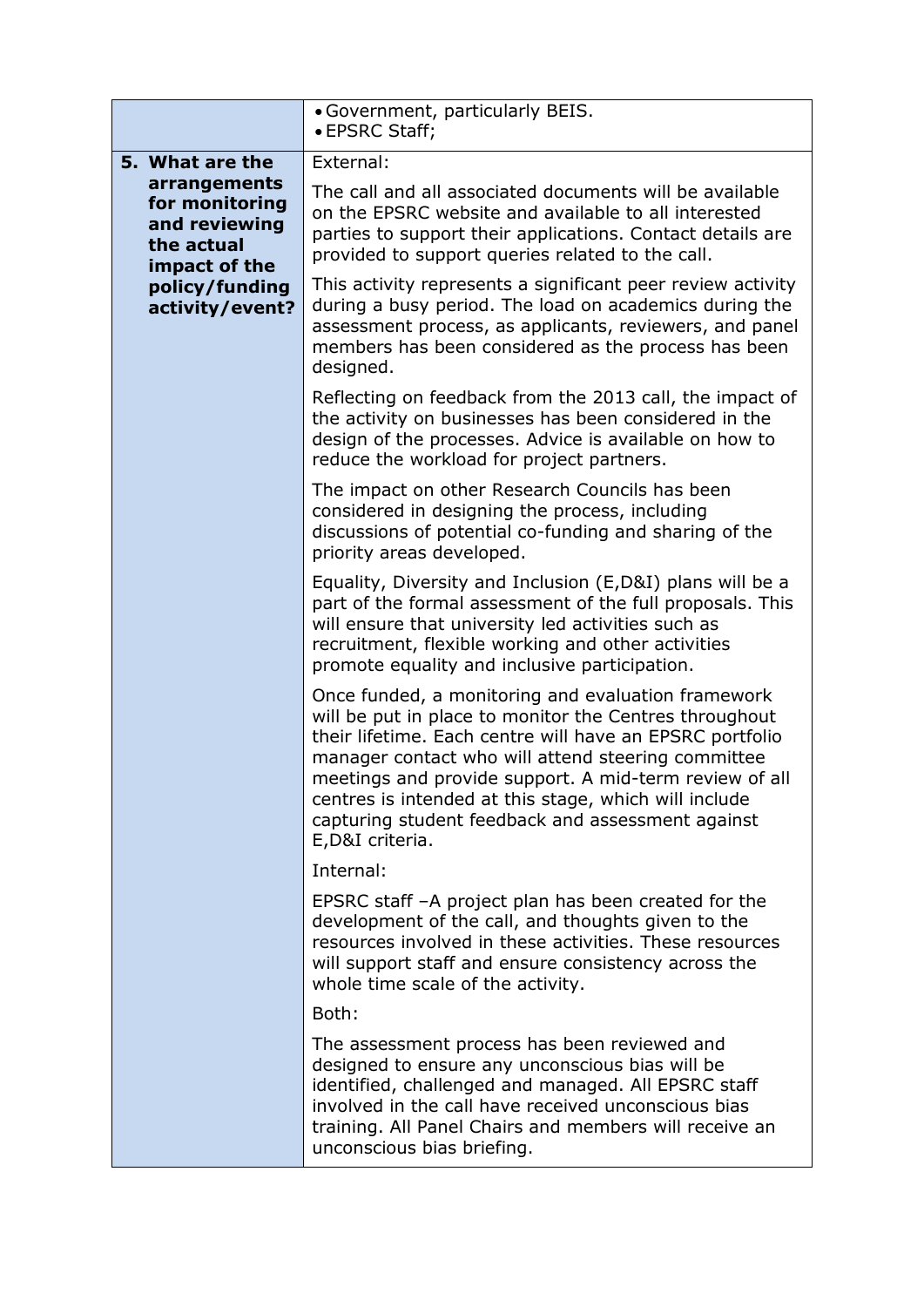| | |
|---|---|
| | • Government, particularly BEIS.<br>• EPSRC Staff; |
| **5. What are the arrangements for monitoring and reviewing the actual impact of the policy/funding activity/event?** | External:<br><br>The call and all associated documents will be available on the EPSRC website and available to all interested parties to support their applications. Contact details are provided to support queries related to the call.<br><br>This activity represents a significant peer review activity during a busy period. The load on academics during the assessment process, as applicants, reviewers, and panel members has been considered as the process has been designed.<br><br>Reflecting on feedback from the 2013 call, the impact of the activity on businesses has been considered in the design of the processes. Advice is available on how to reduce the workload for project partners.<br><br>The impact on other Research Councils has been considered in designing the process, including discussions of potential co-funding and sharing of the priority areas developed.<br><br>Equality, Diversity and Inclusion (E,D&I) plans will be a part of the formal assessment of the full proposals. This will ensure that university led activities such as recruitment, flexible working and other activities promote equality and inclusive participation.<br><br>Once funded, a monitoring and evaluation framework will be put in place to monitor the Centres throughout their lifetime. Each centre will have an EPSRC portfolio manager contact who will attend steering committee meetings and provide support. A mid-term review of all centres is intended at this stage, which will include capturing student feedback and assessment against E,D&I criteria.<br><br>Internal:<br><br>EPSRC staff –A project plan has been created for the development of the call, and thoughts given to the resources involved in these activities. These resources will support staff and ensure consistency across the whole time scale of the activity.<br><br>Both:<br><br>The assessment process has been reviewed and designed to ensure any unconscious bias will be identified, challenged and managed. All EPSRC staff involved in the call have received unconscious bias training. All Panel Chairs and members will receive an unconscious bias briefing. |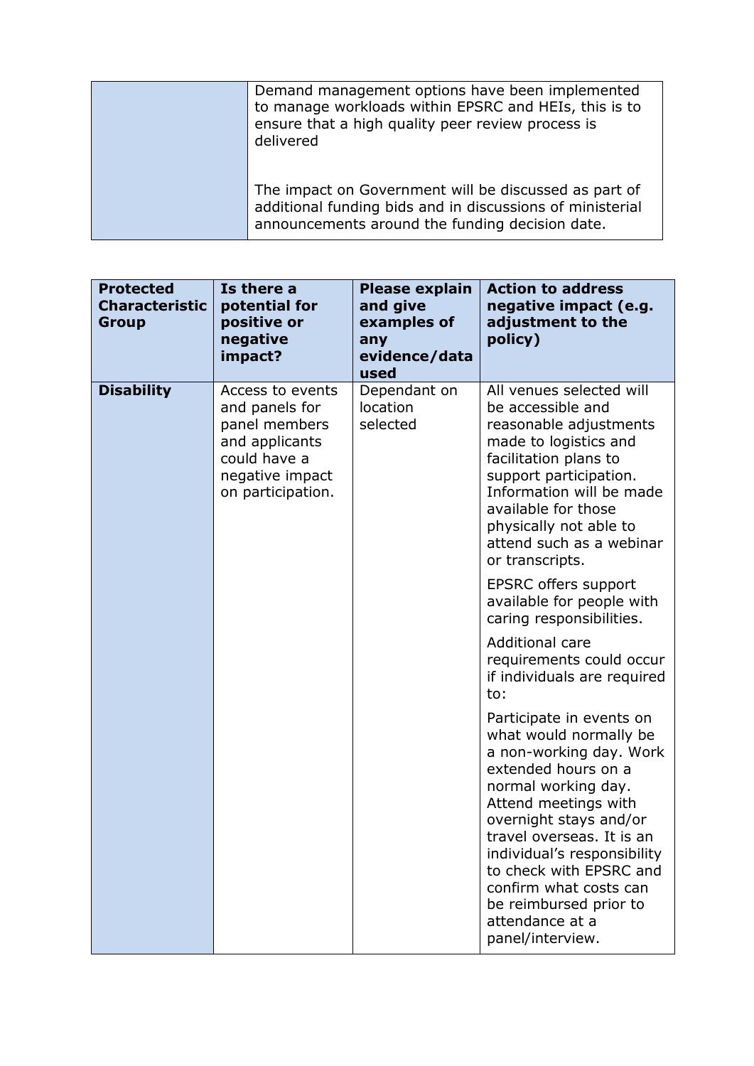| | |
|---|---|
| | Demand management options have been implemented to manage workloads within EPSRC and HEIs, this is to ensure that a high quality peer review process is delivered<br><br>The impact on Government will be discussed as part of additional funding bids and in discussions of ministerial announcements around the funding decision date. |

| Protected Characteristic Group | Is there a potential for positive or negative impact? | Please explain and give examples of any evidence/data used | Action to address negative impact (e.g. adjustment to the policy) |
|---|---|---|---|
| **Disability** | Access to events and panels for panel members and applicants could have a negative impact on participation. | Dependant on location selected | All venues selected will be accessible and reasonable adjustments made to logistics and facilitation plans to support participation. Information will be made available for those physically not able to attend such as a webinar or transcripts.<br><br>EPSRC offers support available for people with caring responsibilities.<br><br>Additional care requirements could occur if individuals are required to:<br><br>Participate in events on what would normally be a non-working day. Work extended hours on a normal working day. Attend meetings with overnight stays and/or travel overseas. It is an individual's responsibility to check with EPSRC and confirm what costs can be reimbursed prior to attendance at a panel/interview. |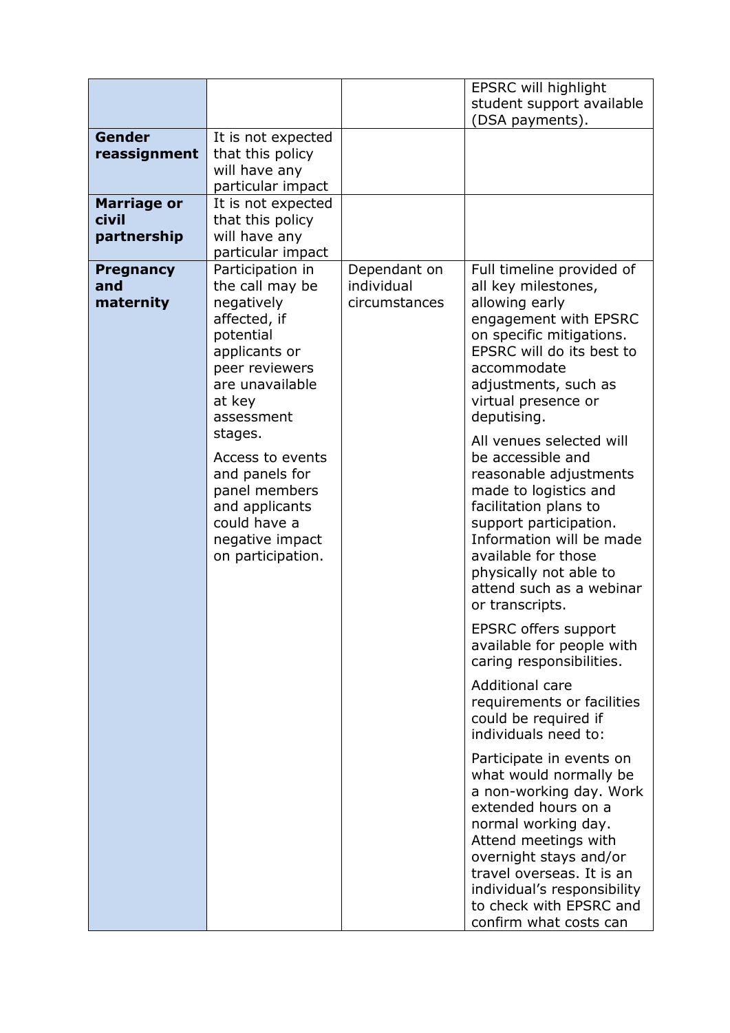| | | | |
|---|---|---|---|
| | | | EPSRC will highlight student support available (DSA payments). |
| **Gender reassignment** | It is not expected that this policy will have any particular impact | | |
| **Marriage or civil partnership** | It is not expected that this policy will have any particular impact | | |
| **Pregnancy and maternity** | Participation in the call may be negatively affected, if potential applicants or peer reviewers are unavailable at key assessment stages.<br><br>Access to events and panels for panel members and applicants could have a negative impact on participation. | Dependant on individual circumstances | Full timeline provided of all key milestones, allowing early engagement with EPSRC on specific mitigations. EPSRC will do its best to accommodate adjustments, such as virtual presence or deputising.<br><br>All venues selected will be accessible and reasonable adjustments made to logistics and facilitation plans to support participation. Information will be made available for those physically not able to attend such as a webinar or transcripts.<br><br>EPSRC offers support available for people with caring responsibilities.<br><br>Additional care requirements or facilities could be required if individuals need to:<br><br>Participate in events on what would normally be a non-working day. Work extended hours on a normal working day. Attend meetings with overnight stays and/or travel overseas. It is an individual's responsibility to check with EPSRC and confirm what costs can |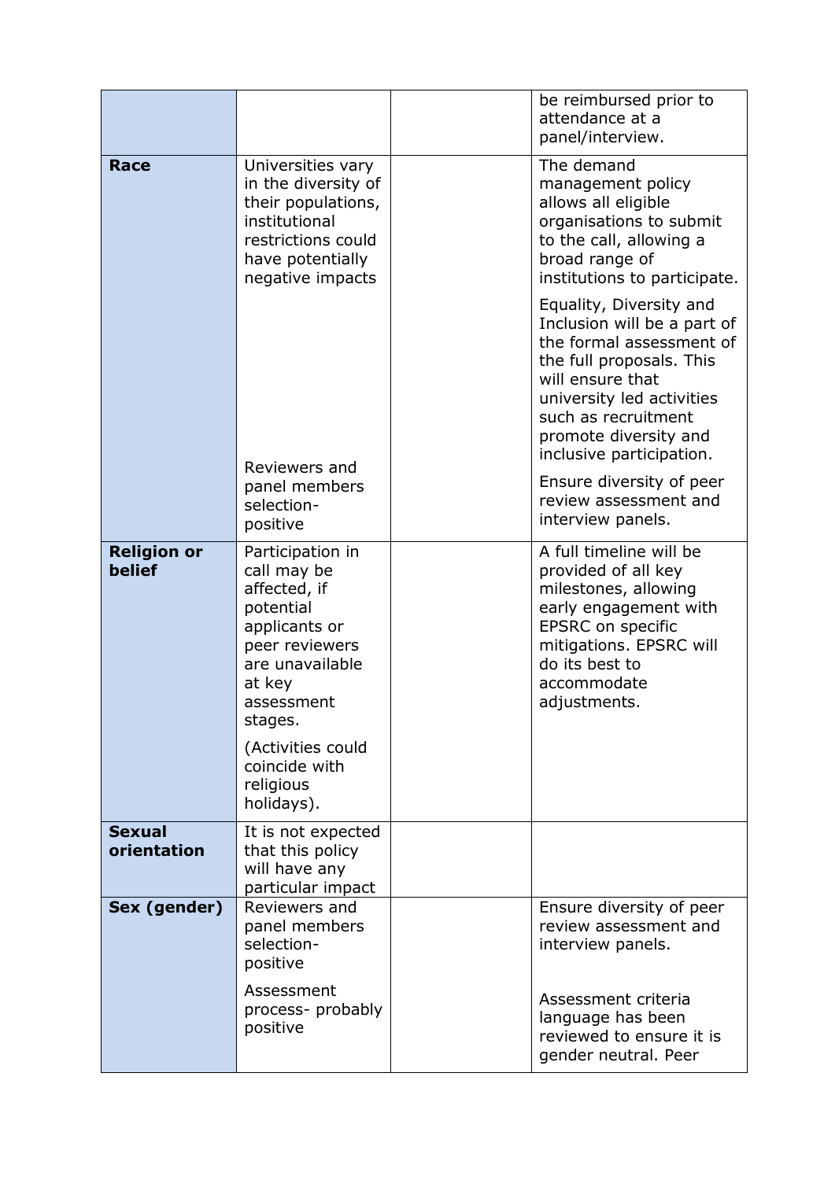| | | | |
|---|---|---|---|
| | | | be reimbursed prior to attendance at a panel/interview. |
| **Race** | Universities vary in the diversity of their populations, institutional restrictions could have potentially negative impacts<br><br>Reviewers and panel members selection- positive | | The demand management policy allows all eligible organisations to submit to the call, allowing a broad range of institutions to participate.<br><br>Equality, Diversity and Inclusion will be a part of the formal assessment of the full proposals. This will ensure that university led activities such as recruitment promote diversity and inclusive participation.<br><br>Ensure diversity of peer review assessment and interview panels. |
| **Religion or belief** | Participation in call may be affected, if potential applicants or peer reviewers are unavailable at key assessment stages.<br><br>(Activities could coincide with religious holidays). | | A full timeline will be provided of all key milestones, allowing early engagement with EPSRC on specific mitigations. EPSRC will do its best to accommodate adjustments. |
| **Sexual orientation** | It is not expected that this policy will have any particular impact | | |
| **Sex (gender)** | Reviewers and panel members selection- positive<br><br>Assessment process- probably positive | | Ensure diversity of peer review assessment and interview panels.<br><br>Assessment criteria language has been reviewed to ensure it is gender neutral. Peer |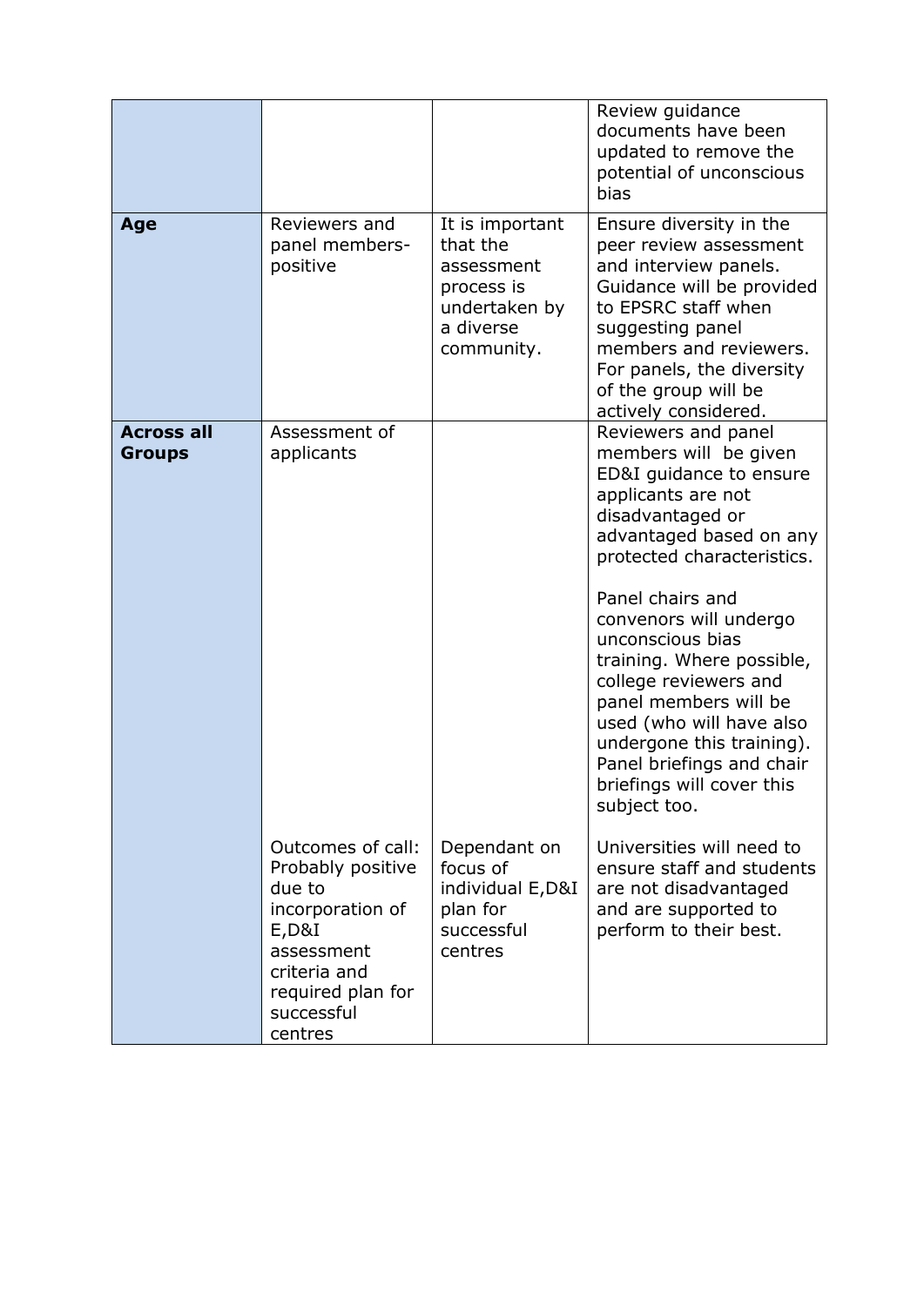| | | | |
|---|---|---|---|
| | | | Review guidance documents have been updated to remove the potential of unconscious bias |
| **Age** | Reviewers and panel members-positive | It is important that the assessment process is undertaken by a diverse community. | Ensure diversity in the peer review assessment and interview panels. Guidance will be provided to EPSRC staff when suggesting panel members and reviewers. For panels, the diversity of the group will be actively considered. |
| **Across all Groups** | Assessment of applicants | | Reviewers and panel members will be given ED&I guidance to ensure applicants are not disadvantaged or advantaged based on any protected characteristics.<br><br>Panel chairs and convenors will undergo unconscious bias training. Where possible, college reviewers and panel members will be used (who will have also undergone this training). Panel briefings and chair briefings will cover this subject too. |
| | Outcomes of call: Probably positive due to incorporation of E,D&I assessment criteria and required plan for successful centres | Dependant on focus of individual E,D&I plan for successful centres | Universities will need to ensure staff and students are not disadvantaged and are supported to perform to their best. |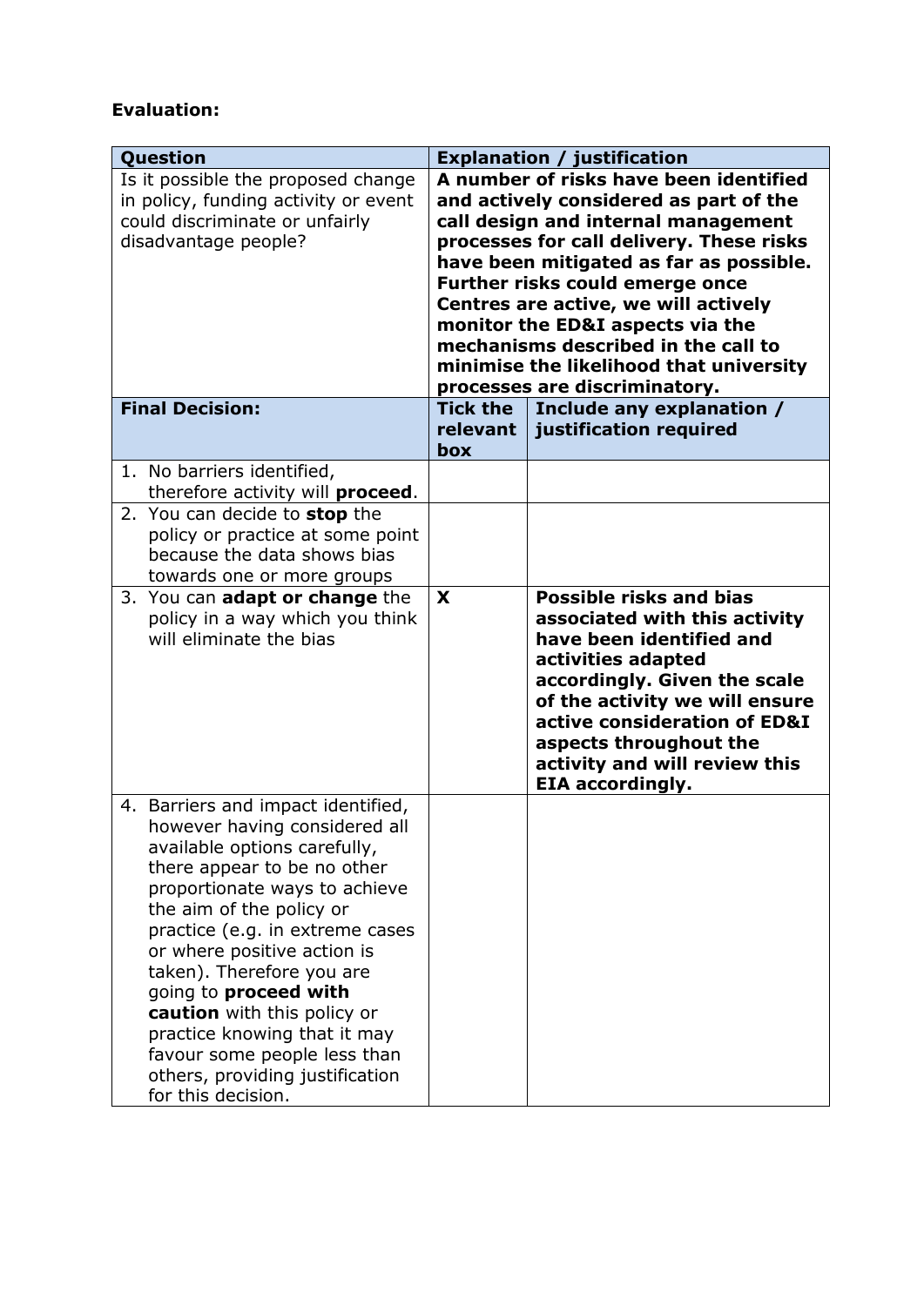**Evaluation:**

| Question | Explanation / justification | |
|---|---|---|
| Is it possible the proposed change in policy, funding activity or event could discriminate or unfairly disadvantage people? | **A number of risks have been identified and actively considered as part of the call design and internal management processes for call delivery. These risks have been mitigated as far as possible. Further risks could emerge once Centres are active, we will actively monitor the ED&I aspects via the mechanisms described in the call to minimise the likelihood that university processes are discriminatory.** | |
| **Final Decision:** | **Tick the relevant box** | **Include any explanation / justification required** |
| 1. No barriers identified, therefore activity will **proceed**. | | |
| 2. You can decide to **stop** the policy or practice at some point because the data shows bias towards one or more groups | | |
| 3. You can **adapt or change** the policy in a way which you think will eliminate the bias | **X** | **Possible risks and bias associated with this activity have been identified and activities adapted accordingly. Given the scale of the activity we will ensure active consideration of ED&I aspects throughout the activity and will review this EIA accordingly.** |
| 4. Barriers and impact identified, however having considered all available options carefully, there appear to be no other proportionate ways to achieve the aim of the policy or practice (e.g. in extreme cases or where positive action is taken). Therefore you are going to **proceed with caution** with this policy or practice knowing that it may favour some people less than others, providing justification for this decision. | | |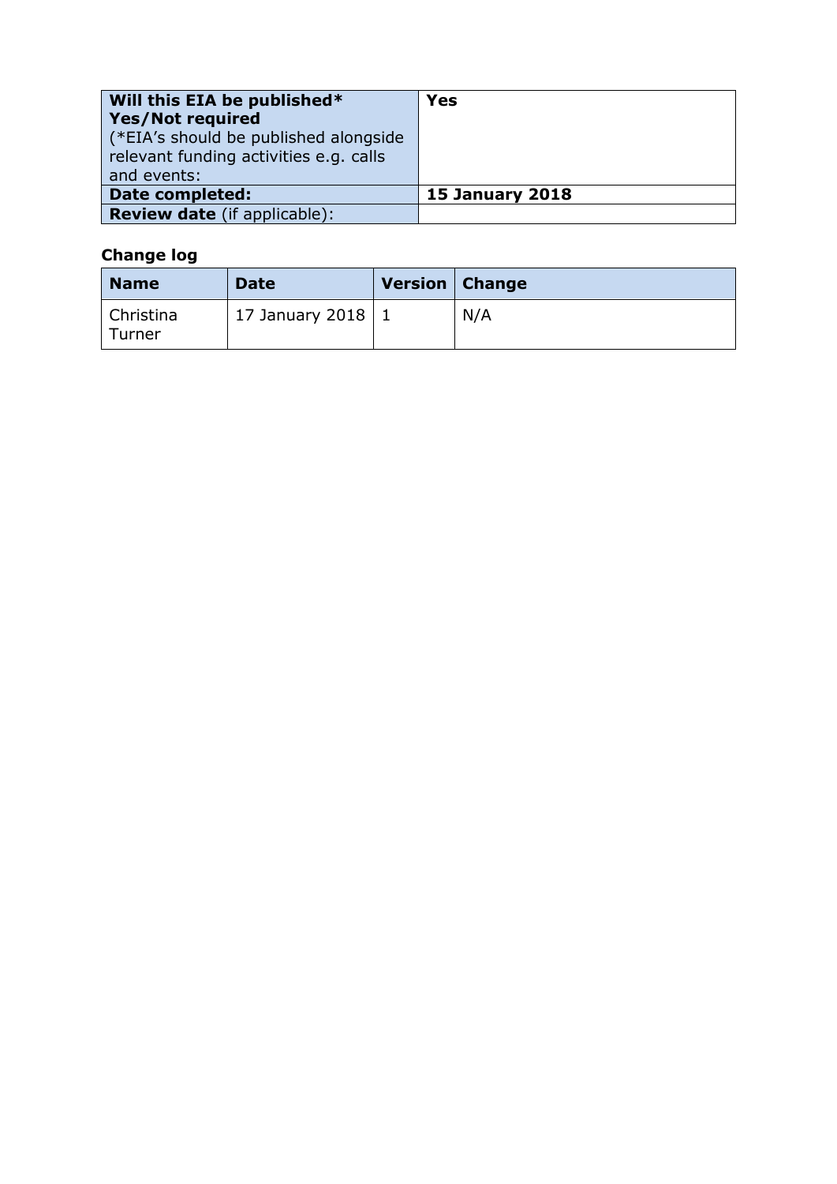| | |
|---|---|
| **Will this EIA be published\* Yes/Not required** (*EIA's should be published alongside relevant funding activities e.g. calls and events: | **Yes** |
| **Date completed:** | **15 January 2018** |
| **Review date** (if applicable): | |

### Change log

| Name | Date | Version | Change |
|---|---|---|---|
| Christina Turner | 17 January 2018 | 1 | N/A |